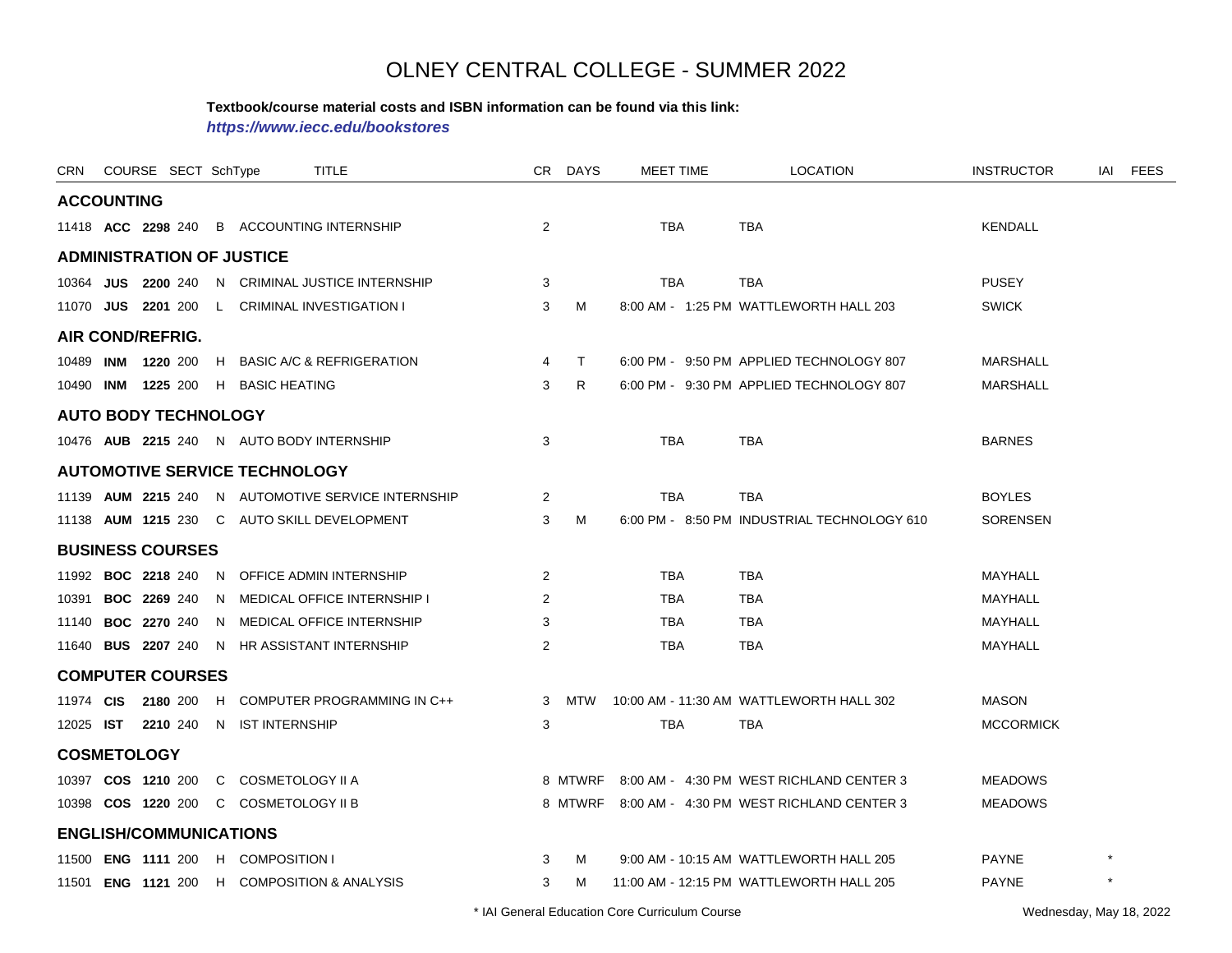# OLNEY CENTRAL COLLEGE - SUMMER 2022

**Textbook/course material costs and ISBN information can be found via this link:**

***https://www.iecc.edu/bookstores***

| CRN | COURSE | | SECT | SchType | TITLE | CR | DAYS | MEET TIME | LOCATION | INSTRUCTOR | IAI | FEES |
|---|---|---|---|---|---|---|---|---|---|---|---|---|
| **ACCOUNTING** | | | | | | | | | | | | |
| 11418 | **ACC** | **2298** | 240 | B | ACCOUNTING INTERNSHIP | 2 | | TBA | TBA | KENDALL | | |
| **ADMINISTRATION OF JUSTICE** | | | | | | | | | | | | |
| 10364 | **JUS** | **2200** | 240 | N | CRIMINAL JUSTICE INTERNSHIP | 3 | | TBA | TBA | PUSEY | | |
| 11070 | **JUS** | **2201** | 200 | L | CRIMINAL INVESTIGATION I | 3 | M | 8:00 AM - 1:25 PM | WATTLEWORTH HALL 203 | SWICK | | |
| **AIR COND/REFRIG.** | | | | | | | | | | | | |
| 10489 | **INM** | **1220** | 200 | H | BASIC A/C & REFRIGERATION | 4 | T | 6:00 PM - 9:50 PM | APPLIED TECHNOLOGY 807 | MARSHALL | | |
| 10490 | **INM** | **1225** | 200 | H | BASIC HEATING | 3 | R | 6:00 PM - 9:30 PM | APPLIED TECHNOLOGY 807 | MARSHALL | | |
| **AUTO BODY TECHNOLOGY** | | | | | | | | | | | | |
| 10476 | **AUB** | **2215** | 240 | N | AUTO BODY INTERNSHIP | 3 | | TBA | TBA | BARNES | | |
| **AUTOMOTIVE SERVICE TECHNOLOGY** | | | | | | | | | | | | |
| 11139 | **AUM** | **2215** | 240 | N | AUTOMOTIVE SERVICE INTERNSHIP | 2 | | TBA | TBA | BOYLES | | |
| 11138 | **AUM** | **1215** | 230 | C | AUTO SKILL DEVELOPMENT | 3 | M | 6:00 PM - 8:50 PM | INDUSTRIAL TECHNOLOGY 610 | SORENSEN | | |
| **BUSINESS COURSES** | | | | | | | | | | | | |
| 11992 | **BOC** | **2218** | 240 | N | OFFICE ADMIN INTERNSHIP | 2 | | TBA | TBA | MAYHALL | | |
| 10391 | **BOC** | **2269** | 240 | N | MEDICAL OFFICE INTERNSHIP I | 2 | | TBA | TBA | MAYHALL | | |
| 11140 | **BOC** | **2270** | 240 | N | MEDICAL OFFICE INTERNSHIP | 3 | | TBA | TBA | MAYHALL | | |
| 11640 | **BUS** | **2207** | 240 | N | HR ASSISTANT INTERNSHIP | 2 | | TBA | TBA | MAYHALL | | |
| **COMPUTER COURSES** | | | | | | | | | | | | |
| 11974 | **CIS** | **2180** | 200 | H | COMPUTER PROGRAMMING IN C++ | 3 | MTW | 10:00 AM - 11:30 AM | WATTLEWORTH HALL 302 | MASON | | |
| 12025 | **IST** | **2210** | 240 | N | IST INTERNSHIP | 3 | | TBA | TBA | MCCORMICK | | |
| **COSMETOLOGY** | | | | | | | | | | | | |
| 10397 | **COS** | **1210** | 200 | C | COSMETOLOGY II A | 8 | MTWRF | 8:00 AM - 4:30 PM | WEST RICHLAND CENTER 3 | MEADOWS | | |
| 10398 | **COS** | **1220** | 200 | C | COSMETOLOGY II B | 8 | MTWRF | 8:00 AM - 4:30 PM | WEST RICHLAND CENTER 3 | MEADOWS | | |
| **ENGLISH/COMMUNICATIONS** | | | | | | | | | | | | |
| 11500 | **ENG** | **1111** | 200 | H | COMPOSITION I | 3 | M | 9:00 AM - 10:15 AM | WATTLEWORTH HALL 205 | PAYNE | * | |
| 11501 | **ENG** | **1121** | 200 | H | COMPOSITION & ANALYSIS | 3 | M | 11:00 AM - 12:15 PM | WATTLEWORTH HALL 205 | PAYNE | * | |

* IAI General Education Core Curriculum Course

Wednesday, May 18, 2022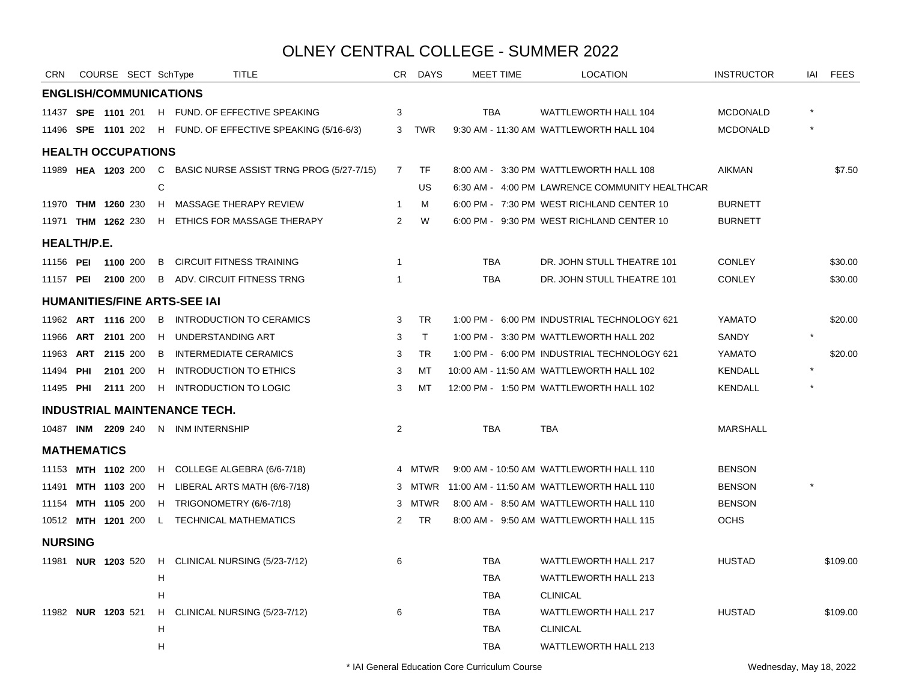# OLNEY CENTRAL COLLEGE - SUMMER 2022

| CRN | COURSE | SECT | SchType | TITLE | CR | DAYS | MEET TIME | LOCATION | INSTRUCTOR | IAI | FEES |
|---|---|---|---|---|---|---|---|---|---|---|---|
| **ENGLISH/COMMUNICATIONS** | | | | | | | | | | | |
| 11437 | **SPE 1101** | 201 | H | FUND. OF EFFECTIVE SPEAKING | 3 | | TBA | WATTLEWORTH HALL 104 | MCDONALD | * | |
| 11496 | **SPE 1101** | 202 | H | FUND. OF EFFECTIVE SPEAKING (5/16-6/3) | 3 | TWR | 9:30 AM - 11:30 AM | WATTLEWORTH HALL 104 | MCDONALD | * | |
| **HEALTH OCCUPATIONS** | | | | | | | | | | | |
| 11989 | **HEA 1203** | 200 | C | BASIC NURSE ASSIST TRNG PROG (5/27-7/15) | 7 | TF | 8:00 AM - 3:30 PM | WATTLEWORTH HALL 108 | AIKMAN | | $7.50 |
| | | | C | | | US | 6:30 AM - 4:00 PM | LAWRENCE COMMUNITY HEALTHCAR | | | |
| 11970 | **THM 1260** | 230 | H | MASSAGE THERAPY REVIEW | 1 | M | 6:00 PM - 7:30 PM | WEST RICHLAND CENTER 10 | BURNETT | | |
| 11971 | **THM 1262** | 230 | H | ETHICS FOR MASSAGE THERAPY | 2 | W | 6:00 PM - 9:30 PM | WEST RICHLAND CENTER 10 | BURNETT | | |
| **HEALTH/P.E.** | | | | | | | | | | | |
| 11156 | **PEI 1100** | 200 | B | CIRCUIT FITNESS TRAINING | 1 | | TBA | DR. JOHN STULL THEATRE 101 | CONLEY | | $30.00 |
| 11157 | **PEI 2100** | 200 | B | ADV. CIRCUIT FITNESS TRNG | 1 | | TBA | DR. JOHN STULL THEATRE 101 | CONLEY | | $30.00 |
| **HUMANITIES/FINE ARTS-SEE IAI** | | | | | | | | | | | |
| 11962 | **ART 1116** | 200 | B | INTRODUCTION TO CERAMICS | 3 | TR | 1:00 PM - 6:00 PM | INDUSTRIAL TECHNOLOGY 621 | YAMATO | | $20.00 |
| 11966 | **ART 2101** | 200 | H | UNDERSTANDING ART | 3 | T | 1:00 PM - 3:30 PM | WATTLEWORTH HALL 202 | SANDY | * | |
| 11963 | **ART 2115** | 200 | B | INTERMEDIATE CERAMICS | 3 | TR | 1:00 PM - 6:00 PM | INDUSTRIAL TECHNOLOGY 621 | YAMATO | | $20.00 |
| 11494 | **PHI 2101** | 200 | H | INTRODUCTION TO ETHICS | 3 | MT | 10:00 AM - 11:50 AM | WATTLEWORTH HALL 102 | KENDALL | * | |
| 11495 | **PHI 2111** | 200 | H | INTRODUCTION TO LOGIC | 3 | MT | 12:00 PM - 1:50 PM | WATTLEWORTH HALL 102 | KENDALL | * | |
| **INDUSTRIAL MAINTENANCE TECH.** | | | | | | | | | | | |
| 10487 | **INM 2209** | 240 | N | INM INTERNSHIP | 2 | | TBA | TBA | MARSHALL | | |
| **MATHEMATICS** | | | | | | | | | | | |
| 11153 | **MTH 1102** | 200 | H | COLLEGE ALGEBRA (6/6-7/18) | 4 | MTWR | 9:00 AM - 10:50 AM | WATTLEWORTH HALL 110 | BENSON | | |
| 11491 | **MTH 1103** | 200 | H | LIBERAL ARTS MATH (6/6-7/18) | 3 | MTWR | 11:00 AM - 11:50 AM | WATTLEWORTH HALL 110 | BENSON | * | |
| 11154 | **MTH 1105** | 200 | H | TRIGONOMETRY (6/6-7/18) | 3 | MTWR | 8:00 AM - 8:50 AM | WATTLEWORTH HALL 110 | BENSON | | |
| 10512 | **MTH 1201** | 200 | L | TECHNICAL MATHEMATICS | 2 | TR | 8:00 AM - 9:50 AM | WATTLEWORTH HALL 115 | OCHS | | |
| **NURSING** | | | | | | | | | | | |
| 11981 | **NUR 1203** | 520 | H | CLINICAL NURSING (5/23-7/12) | 6 | | TBA | WATTLEWORTH HALL 217 | HUSTAD | | $109.00 |
| | | | H | | | | TBA | WATTLEWORTH HALL 213 | | | |
| | | | H | | | | TBA | CLINICAL | | | |
| 11982 | **NUR 1203** | 521 | H | CLINICAL NURSING (5/23-7/12) | 6 | | TBA | WATTLEWORTH HALL 217 | HUSTAD | | $109.00 |
| | | | H | | | | TBA | CLINICAL | | | |
| | | | H | | | | TBA | WATTLEWORTH HALL 213 | | | |

* IAI General Education Core Curriculum Course

Wednesday, May 18, 2022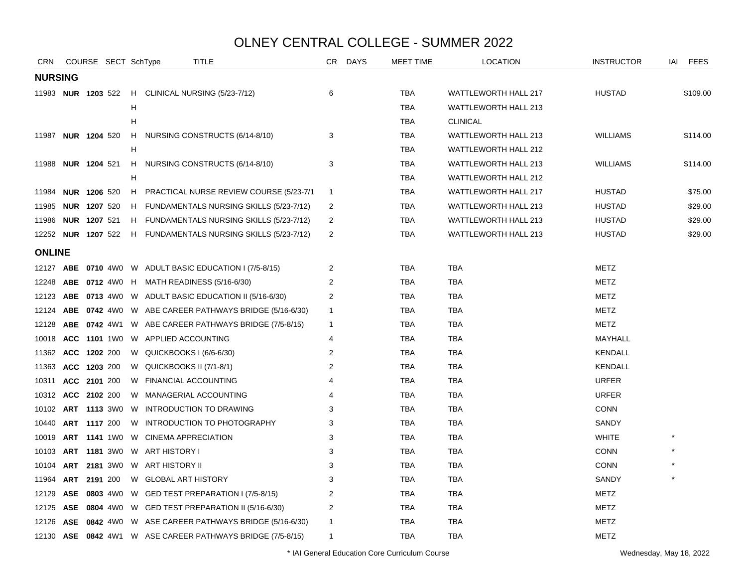# OLNEY CENTRAL COLLEGE - SUMMER 2022

| CRN | COURSE | | SECT | SchType | TITLE | CR | DAYS | MEET TIME | LOCATION | INSTRUCTOR | IAI | FEES |
|---|---|---|---|---|---|---|---|---|---|---|---|---|
| **NURSING** | | | | | | | | | | | | |
| 11983 | **NUR** | **1203** | 522 | H | CLINICAL NURSING (5/23-7/12) | 6 | | TBA | WATTLEWORTH HALL 217 | HUSTAD | | $109.00 |
| | | | | H | | | | TBA | WATTLEWORTH HALL 213 | | | |
| | | | | H | | | | TBA | CLINICAL | | | |
| 11987 | **NUR** | **1204** | 520 | H | NURSING CONSTRUCTS (6/14-8/10) | 3 | | TBA | WATTLEWORTH HALL 213 | WILLIAMS | | $114.00 |
| | | | | H | | | | TBA | WATTLEWORTH HALL 212 | | | |
| 11988 | **NUR** | **1204** | 521 | H | NURSING CONSTRUCTS (6/14-8/10) | 3 | | TBA | WATTLEWORTH HALL 213 | WILLIAMS | | $114.00 |
| | | | | H | | | | TBA | WATTLEWORTH HALL 212 | | | |
| 11984 | **NUR** | **1206** | 520 | H | PRACTICAL NURSE REVIEW COURSE (5/23-7/1 | 1 | | TBA | WATTLEWORTH HALL 217 | HUSTAD | | $75.00 |
| 11985 | **NUR** | **1207** | 520 | H | FUNDAMENTALS NURSING SKILLS (5/23-7/12) | 2 | | TBA | WATTLEWORTH HALL 213 | HUSTAD | | $29.00 |
| 11986 | **NUR** | **1207** | 521 | H | FUNDAMENTALS NURSING SKILLS (5/23-7/12) | 2 | | TBA | WATTLEWORTH HALL 213 | HUSTAD | | $29.00 |
| 12252 | **NUR** | **1207** | 522 | H | FUNDAMENTALS NURSING SKILLS (5/23-7/12) | 2 | | TBA | WATTLEWORTH HALL 213 | HUSTAD | | $29.00 |
| **ONLINE** | | | | | | | | | | | | |
| 12127 | **ABE** | **0710** | 4W0 | W | ADULT BASIC EDUCATION I (7/5-8/15) | 2 | | TBA | TBA | METZ | | |
| 12248 | **ABE** | **0712** | 4W0 | H | MATH READINESS (5/16-6/30) | 2 | | TBA | TBA | METZ | | |
| 12123 | **ABE** | **0713** | 4W0 | W | ADULT BASIC EDUCATION II (5/16-6/30) | 2 | | TBA | TBA | METZ | | |
| 12124 | **ABE** | **0742** | 4W0 | W | ABE CAREER PATHWAYS BRIDGE (5/16-6/30) | 1 | | TBA | TBA | METZ | | |
| 12128 | **ABE** | **0742** | 4W1 | W | ABE CAREER PATHWAYS BRIDGE (7/5-8/15) | 1 | | TBA | TBA | METZ | | |
| 10018 | **ACC** | **1101** | 1W0 | W | APPLIED ACCOUNTING | 4 | | TBA | TBA | MAYHALL | | |
| 11362 | **ACC** | **1202** | 200 | W | QUICKBOOKS I (6/6-6/30) | 2 | | TBA | TBA | KENDALL | | |
| 11363 | **ACC** | **1203** | 200 | W | QUICKBOOKS II (7/1-8/1) | 2 | | TBA | TBA | KENDALL | | |
| 10311 | **ACC** | **2101** | 200 | W | FINANCIAL ACCOUNTING | 4 | | TBA | TBA | URFER | | |
| 10312 | **ACC** | **2102** | 200 | W | MANAGERIAL ACCOUNTING | 4 | | TBA | TBA | URFER | | |
| 10102 | **ART** | **1113** | 3W0 | W | INTRODUCTION TO DRAWING | 3 | | TBA | TBA | CONN | | |
| 10440 | **ART** | **1117** | 200 | W | INTRODUCTION TO PHOTOGRAPHY | 3 | | TBA | TBA | SANDY | | |
| 10019 | **ART** | **1141** | 1W0 | W | CINEMA APPRECIATION | 3 | | TBA | TBA | WHITE | * | |
| 10103 | **ART** | **1181** | 3W0 | W | ART HISTORY I | 3 | | TBA | TBA | CONN | * | |
| 10104 | **ART** | **2181** | 3W0 | W | ART HISTORY II | 3 | | TBA | TBA | CONN | * | |
| 11964 | **ART** | **2191** | 200 | W | GLOBAL ART HISTORY | 3 | | TBA | TBA | SANDY | * | |
| 12129 | **ASE** | **0803** | 4W0 | W | GED TEST PREPARATION I (7/5-8/15) | 2 | | TBA | TBA | METZ | | |
| 12125 | **ASE** | **0804** | 4W0 | W | GED TEST PREPARATION II (5/16-6/30) | 2 | | TBA | TBA | METZ | | |
| 12126 | **ASE** | **0842** | 4W0 | W | ASE CAREER PATHWAYS BRIDGE (5/16-6/30) | 1 | | TBA | TBA | METZ | | |
| 12130 | **ASE** | **0842** | 4W1 | W | ASE CAREER PATHWAYS BRIDGE (7/5-8/15) | 1 | | TBA | TBA | METZ | | |

\* IAI General Education Core Curriculum Course

Wednesday, May 18, 2022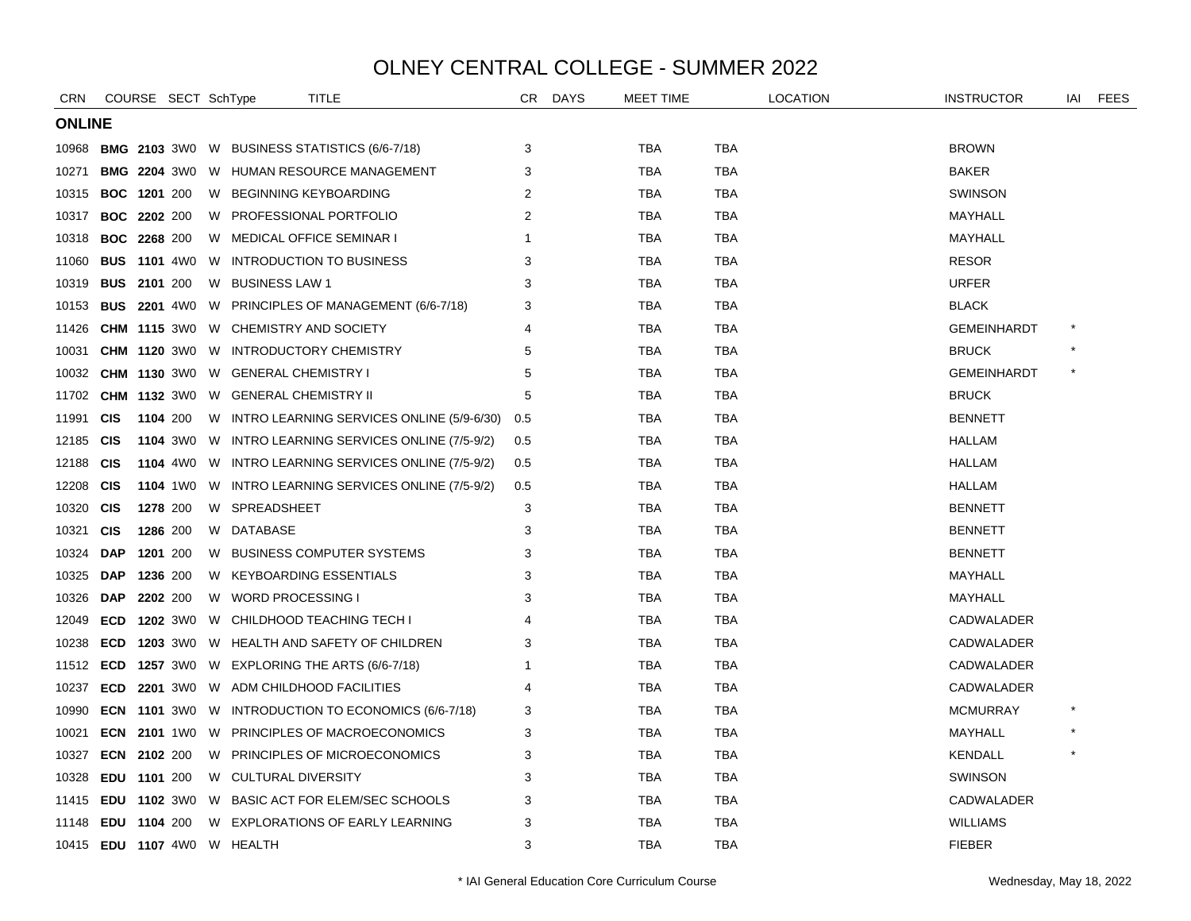# OLNEY CENTRAL COLLEGE - SUMMER 2022

| CRN | COURSE | | SECT | SchType | TITLE | CR | DAYS | MEET TIME | | LOCATION | INSTRUCTOR | IAI | FEES |
|---|---|---|---|---|---|---|---|---|---|---|---|---|---|
| **ONLINE** | | | | | | | | | | | | | |
| 10968 | **BMG** | **2103** | 3W0 | W | BUSINESS STATISTICS (6/6-7/18) | 3 | | TBA | TBA | | BROWN | | |
| 10271 | **BMG** | **2204** | 3W0 | W | HUMAN RESOURCE MANAGEMENT | 3 | | TBA | TBA | | BAKER | | |
| 10315 | **BOC** | **1201** | 200 | W | BEGINNING KEYBOARDING | 2 | | TBA | TBA | | SWINSON | | |
| 10317 | **BOC** | **2202** | 200 | W | PROFESSIONAL PORTFOLIO | 2 | | TBA | TBA | | MAYHALL | | |
| 10318 | **BOC** | **2268** | 200 | W | MEDICAL OFFICE SEMINAR I | 1 | | TBA | TBA | | MAYHALL | | |
| 11060 | **BUS** | **1101** | 4W0 | W | INTRODUCTION TO BUSINESS | 3 | | TBA | TBA | | RESOR | | |
| 10319 | **BUS** | **2101** | 200 | W | BUSINESS LAW 1 | 3 | | TBA | TBA | | URFER | | |
| 10153 | **BUS** | **2201** | 4W0 | W | PRINCIPLES OF MANAGEMENT (6/6-7/18) | 3 | | TBA | TBA | | BLACK | | |
| 11426 | **CHM** | **1115** | 3W0 | W | CHEMISTRY AND SOCIETY | 4 | | TBA | TBA | | GEMEINHARDT | * | |
| 10031 | **CHM** | **1120** | 3W0 | W | INTRODUCTORY CHEMISTRY | 5 | | TBA | TBA | | BRUCK | * | |
| 10032 | **CHM** | **1130** | 3W0 | W | GENERAL CHEMISTRY I | 5 | | TBA | TBA | | GEMEINHARDT | * | |
| 11702 | **CHM** | **1132** | 3W0 | W | GENERAL CHEMISTRY II | 5 | | TBA | TBA | | BRUCK | | |
| 11991 | **CIS** | **1104** | 200 | W | INTRO LEARNING SERVICES ONLINE (5/9-6/30) | 0.5 | | TBA | TBA | | BENNETT | | |
| 12185 | **CIS** | **1104** | 3W0 | W | INTRO LEARNING SERVICES ONLINE (7/5-9/2) | 0.5 | | TBA | TBA | | HALLAM | | |
| 12188 | **CIS** | **1104** | 4W0 | W | INTRO LEARNING SERVICES ONLINE (7/5-9/2) | 0.5 | | TBA | TBA | | HALLAM | | |
| 12208 | **CIS** | **1104** | 1W0 | W | INTRO LEARNING SERVICES ONLINE (7/5-9/2) | 0.5 | | TBA | TBA | | HALLAM | | |
| 10320 | **CIS** | **1278** | 200 | W | SPREADSHEET | 3 | | TBA | TBA | | BENNETT | | |
| 10321 | **CIS** | **1286** | 200 | W | DATABASE | 3 | | TBA | TBA | | BENNETT | | |
| 10324 | **DAP** | **1201** | 200 | W | BUSINESS COMPUTER SYSTEMS | 3 | | TBA | TBA | | BENNETT | | |
| 10325 | **DAP** | **1236** | 200 | W | KEYBOARDING ESSENTIALS | 3 | | TBA | TBA | | MAYHALL | | |
| 10326 | **DAP** | **2202** | 200 | W | WORD PROCESSING I | 3 | | TBA | TBA | | MAYHALL | | |
| 12049 | **ECD** | **1202** | 3W0 | W | CHILDHOOD TEACHING TECH I | 4 | | TBA | TBA | | CADWALADER | | |
| 10238 | **ECD** | **1203** | 3W0 | W | HEALTH AND SAFETY OF CHILDREN | 3 | | TBA | TBA | | CADWALADER | | |
| 11512 | **ECD** | **1257** | 3W0 | W | EXPLORING THE ARTS (6/6-7/18) | 1 | | TBA | TBA | | CADWALADER | | |
| 10237 | **ECD** | **2201** | 3W0 | W | ADM CHILDHOOD FACILITIES | 4 | | TBA | TBA | | CADWALADER | | |
| 10990 | **ECN** | **1101** | 3W0 | W | INTRODUCTION TO ECONOMICS (6/6-7/18) | 3 | | TBA | TBA | | MCMURRAY | * | |
| 10021 | **ECN** | **2101** | 1W0 | W | PRINCIPLES OF MACROECONOMICS | 3 | | TBA | TBA | | MAYHALL | * | |
| 10327 | **ECN** | **2102** | 200 | W | PRINCIPLES OF MICROECONOMICS | 3 | | TBA | TBA | | KENDALL | * | |
| 10328 | **EDU** | **1101** | 200 | W | CULTURAL DIVERSITY | 3 | | TBA | TBA | | SWINSON | | |
| 11415 | **EDU** | **1102** | 3W0 | W | BASIC ACT FOR ELEM/SEC SCHOOLS | 3 | | TBA | TBA | | CADWALADER | | |
| 11148 | **EDU** | **1104** | 200 | W | EXPLORATIONS OF EARLY LEARNING | 3 | | TBA | TBA | | WILLIAMS | | |
| 10415 | **EDU** | **1107** | 4W0 | W | HEALTH | 3 | | TBA | TBA | | FIEBER | | |

* IAI General Education Core Curriculum Course

Wednesday, May 18, 2022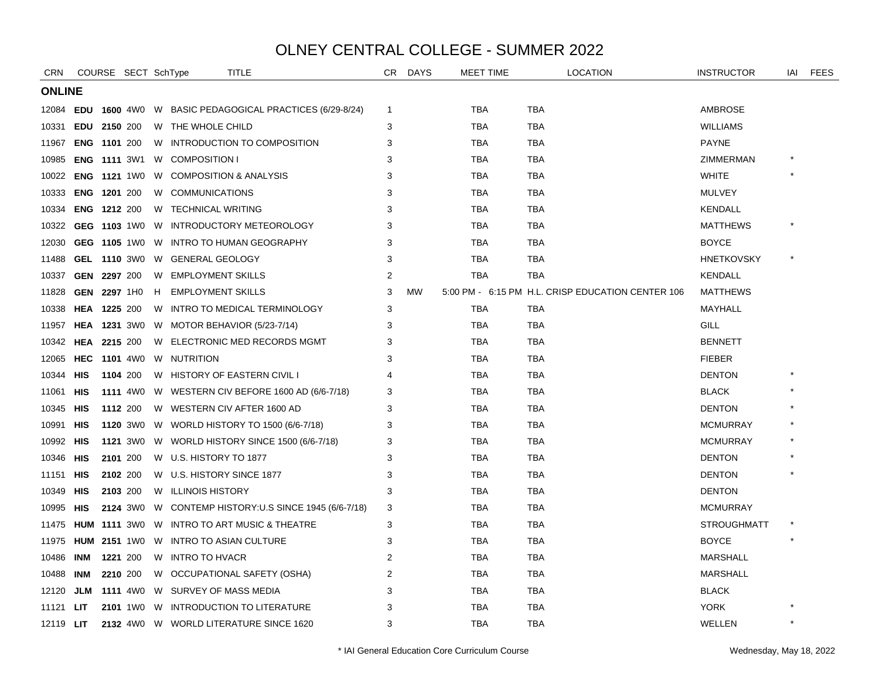# OLNEY CENTRAL COLLEGE - SUMMER 2022

| CRN | COURSE | | SECT | SchType | TITLE | CR | DAYS | MEET TIME | LOCATION | INSTRUCTOR | IAI | FEES |
|---|---|---|---|---|---|---|---|---|---|---|---|---|
| **ONLINE** | | | | | | | | | | | | |
| 12084 | **EDU** | **1600** | 4W0 | W | BASIC PEDAGOGICAL PRACTICES (6/29-8/24) | 1 | | TBA | TBA | AMBROSE | | |
| 10331 | **EDU** | **2150** | 200 | W | THE WHOLE CHILD | 3 | | TBA | TBA | WILLIAMS | | |
| 11967 | **ENG** | **1101** | 200 | W | INTRODUCTION TO COMPOSITION | 3 | | TBA | TBA | PAYNE | | |
| 10985 | **ENG** | **1111** | 3W1 | W | COMPOSITION I | 3 | | TBA | TBA | ZIMMERMAN | * | |
| 10022 | **ENG** | **1121** | 1W0 | W | COMPOSITION & ANALYSIS | 3 | | TBA | TBA | WHITE | * | |
| 10333 | **ENG** | **1201** | 200 | W | COMMUNICATIONS | 3 | | TBA | TBA | MULVEY | | |
| 10334 | **ENG** | **1212** | 200 | W | TECHNICAL WRITING | 3 | | TBA | TBA | KENDALL | | |
| 10322 | **GEG** | **1103** | 1W0 | W | INTRODUCTORY METEOROLOGY | 3 | | TBA | TBA | MATTHEWS | * | |
| 12030 | **GEG** | **1105** | 1W0 | W | INTRO TO HUMAN GEOGRAPHY | 3 | | TBA | TBA | BOYCE | | |
| 11488 | **GEL** | **1110** | 3W0 | W | GENERAL GEOLOGY | 3 | | TBA | TBA | HNETKOVSKY | * | |
| 10337 | **GEN** | **2297** | 200 | W | EMPLOYMENT SKILLS | 2 | | TBA | TBA | KENDALL | | |
| 11828 | **GEN** | **2297** | 1H0 | H | EMPLOYMENT SKILLS | 3 | MW | 5:00 PM - 6:15 PM | H.L. CRISP EDUCATION CENTER 106 | MATTHEWS | | |
| 10338 | **HEA** | **1225** | 200 | W | INTRO TO MEDICAL TERMINOLOGY | 3 | | TBA | TBA | MAYHALL | | |
| 11957 | **HEA** | **1231** | 3W0 | W | MOTOR BEHAVIOR (5/23-7/14) | 3 | | TBA | TBA | GILL | | |
| 10342 | **HEA** | **2215** | 200 | W | ELECTRONIC MED RECORDS MGMT | 3 | | TBA | TBA | BENNETT | | |
| 12065 | **HEC** | **1101** | 4W0 | W | NUTRITION | 3 | | TBA | TBA | FIEBER | | |
| 10344 | **HIS** | **1104** | 200 | W | HISTORY OF EASTERN CIVIL I | 4 | | TBA | TBA | DENTON | * | |
| 11061 | **HIS** | **1111** | 4W0 | W | WESTERN CIV BEFORE 1600 AD (6/6-7/18) | 3 | | TBA | TBA | BLACK | * | |
| 10345 | **HIS** | **1112** | 200 | W | WESTERN CIV AFTER 1600 AD | 3 | | TBA | TBA | DENTON | * | |
| 10991 | **HIS** | **1120** | 3W0 | W | WORLD HISTORY TO 1500 (6/6-7/18) | 3 | | TBA | TBA | MCMURRAY | * | |
| 10992 | **HIS** | **1121** | 3W0 | W | WORLD HISTORY SINCE 1500 (6/6-7/18) | 3 | | TBA | TBA | MCMURRAY | * | |
| 10346 | **HIS** | **2101** | 200 | W | U.S. HISTORY TO 1877 | 3 | | TBA | TBA | DENTON | * | |
| 11151 | **HIS** | **2102** | 200 | W | U.S. HISTORY SINCE 1877 | 3 | | TBA | TBA | DENTON | * | |
| 10349 | **HIS** | **2103** | 200 | W | ILLINOIS HISTORY | 3 | | TBA | TBA | DENTON | | |
| 10995 | **HIS** | **2124** | 3W0 | W | CONTEMP HISTORY:U.S SINCE 1945 (6/6-7/18) | 3 | | TBA | TBA | MCMURRAY | | |
| 11475 | **HUM** | **1111** | 3W0 | W | INTRO TO ART MUSIC & THEATRE | 3 | | TBA | TBA | STROUGHMATT | * | |
| 11975 | **HUM** | **2151** | 1W0 | W | INTRO TO ASIAN CULTURE | 3 | | TBA | TBA | BOYCE | * | |
| 10486 | **INM** | **1221** | 200 | W | INTRO TO HVACR | 2 | | TBA | TBA | MARSHALL | | |
| 10488 | **INM** | **2210** | 200 | W | OCCUPATIONAL SAFETY (OSHA) | 2 | | TBA | TBA | MARSHALL | | |
| 12120 | **JLM** | **1111** | 4W0 | W | SURVEY OF MASS MEDIA | 3 | | TBA | TBA | BLACK | | |
| 11121 | **LIT** | **2101** | 1W0 | W | INTRODUCTION TO LITERATURE | 3 | | TBA | TBA | YORK | * | |
| 12119 | **LIT** | **2132** | 4W0 | W | WORLD LITERATURE SINCE 1620 | 3 | | TBA | TBA | WELLEN | * | |

\* IAI General Education Core Curriculum Course

Wednesday, May 18, 2022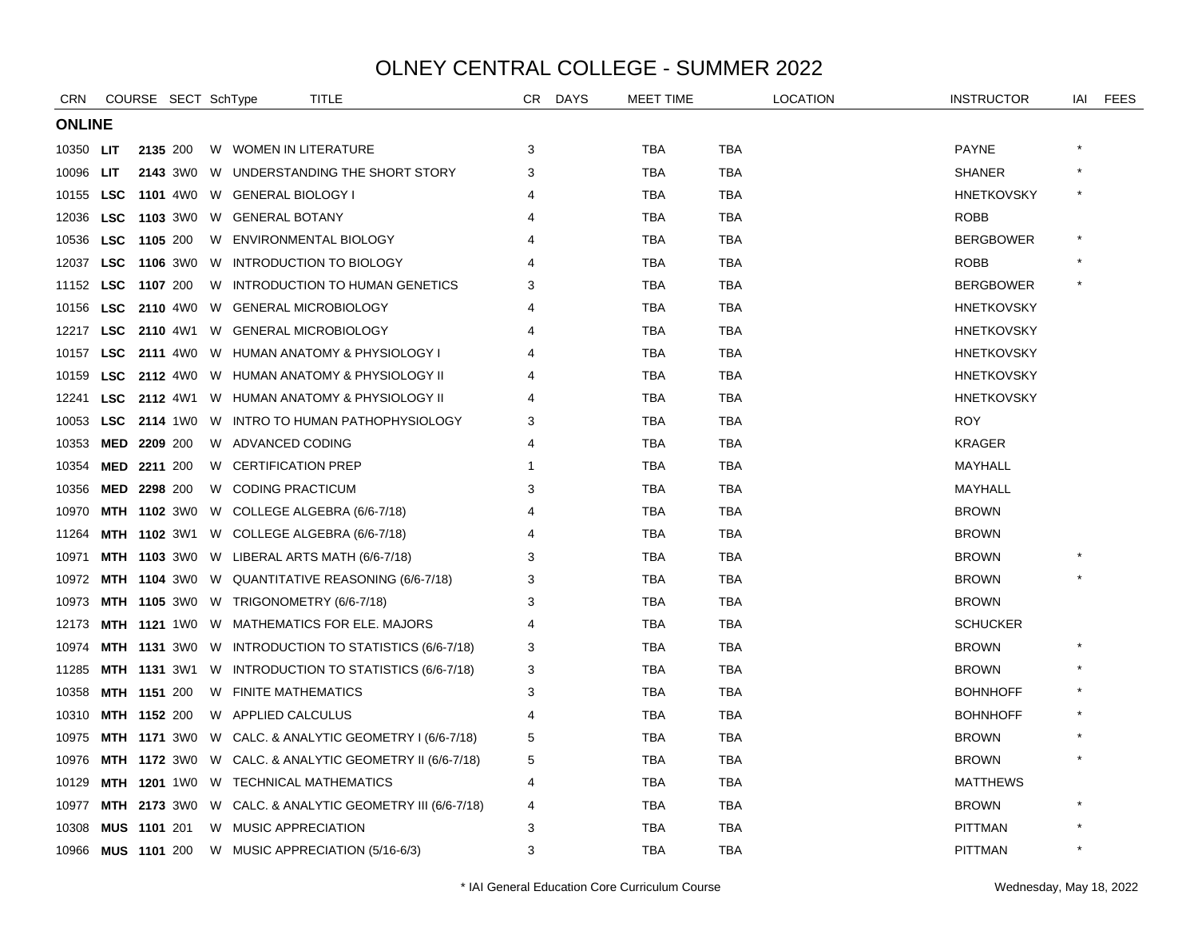# OLNEY CENTRAL COLLEGE - SUMMER 2022

| CRN | COURSE | | SECT | SchType | TITLE | CR | DAYS | MEET TIME | | LOCATION | INSTRUCTOR | IAI | FEES |
|---|---|---|---|---|---|---|---|---|---|---|---|---|---|
| **ONLINE** | | | | | | | | | | | | | |
| 10350 | **LIT** | **2135** | 200 | W | WOMEN IN LITERATURE | 3 | | TBA | TBA | | PAYNE | * | |
| 10096 | **LIT** | **2143** | 3W0 | W | UNDERSTANDING THE SHORT STORY | 3 | | TBA | TBA | | SHANER | * | |
| 10155 | **LSC** | **1101** | 4W0 | W | GENERAL BIOLOGY I | 4 | | TBA | TBA | | HNETKOVSKY | * | |
| 12036 | **LSC** | **1103** | 3W0 | W | GENERAL BOTANY | 4 | | TBA | TBA | | ROBB | | |
| 10536 | **LSC** | **1105** | 200 | W | ENVIRONMENTAL BIOLOGY | 4 | | TBA | TBA | | BERGBOWER | * | |
| 12037 | **LSC** | **1106** | 3W0 | W | INTRODUCTION TO BIOLOGY | 4 | | TBA | TBA | | ROBB | * | |
| 11152 | **LSC** | **1107** | 200 | W | INTRODUCTION TO HUMAN GENETICS | 3 | | TBA | TBA | | BERGBOWER | * | |
| 10156 | **LSC** | **2110** | 4W0 | W | GENERAL MICROBIOLOGY | 4 | | TBA | TBA | | HNETKOVSKY | | |
| 12217 | **LSC** | **2110** | 4W1 | W | GENERAL MICROBIOLOGY | 4 | | TBA | TBA | | HNETKOVSKY | | |
| 10157 | **LSC** | **2111** | 4W0 | W | HUMAN ANATOMY & PHYSIOLOGY I | 4 | | TBA | TBA | | HNETKOVSKY | | |
| 10159 | **LSC** | **2112** | 4W0 | W | HUMAN ANATOMY & PHYSIOLOGY II | 4 | | TBA | TBA | | HNETKOVSKY | | |
| 12241 | **LSC** | **2112** | 4W1 | W | HUMAN ANATOMY & PHYSIOLOGY II | 4 | | TBA | TBA | | HNETKOVSKY | | |
| 10053 | **LSC** | **2114** | 1W0 | W | INTRO TO HUMAN PATHOPHYSIOLOGY | 3 | | TBA | TBA | | ROY | | |
| 10353 | **MED** | **2209** | 200 | W | ADVANCED CODING | 4 | | TBA | TBA | | KRAGER | | |
| 10354 | **MED** | **2211** | 200 | W | CERTIFICATION PREP | 1 | | TBA | TBA | | MAYHALL | | |
| 10356 | **MED** | **2298** | 200 | W | CODING PRACTICUM | 3 | | TBA | TBA | | MAYHALL | | |
| 10970 | **MTH** | **1102** | 3W0 | W | COLLEGE ALGEBRA (6/6-7/18) | 4 | | TBA | TBA | | BROWN | | |
| 11264 | **MTH** | **1102** | 3W1 | W | COLLEGE ALGEBRA (6/6-7/18) | 4 | | TBA | TBA | | BROWN | | |
| 10971 | **MTH** | **1103** | 3W0 | W | LIBERAL ARTS MATH (6/6-7/18) | 3 | | TBA | TBA | | BROWN | * | |
| 10972 | **MTH** | **1104** | 3W0 | W | QUANTITATIVE REASONING (6/6-7/18) | 3 | | TBA | TBA | | BROWN | * | |
| 10973 | **MTH** | **1105** | 3W0 | W | TRIGONOMETRY (6/6-7/18) | 3 | | TBA | TBA | | BROWN | | |
| 12173 | **MTH** | **1121** | 1W0 | W | MATHEMATICS FOR ELE. MAJORS | 4 | | TBA | TBA | | SCHUCKER | | |
| 10974 | **MTH** | **1131** | 3W0 | W | INTRODUCTION TO STATISTICS (6/6-7/18) | 3 | | TBA | TBA | | BROWN | * | |
| 11285 | **MTH** | **1131** | 3W1 | W | INTRODUCTION TO STATISTICS (6/6-7/18) | 3 | | TBA | TBA | | BROWN | * | |
| 10358 | **MTH** | **1151** | 200 | W | FINITE MATHEMATICS | 3 | | TBA | TBA | | BOHNHOFF | * | |
| 10310 | **MTH** | **1152** | 200 | W | APPLIED CALCULUS | 4 | | TBA | TBA | | BOHNHOFF | * | |
| 10975 | **MTH** | **1171** | 3W0 | W | CALC. & ANALYTIC GEOMETRY I (6/6-7/18) | 5 | | TBA | TBA | | BROWN | * | |
| 10976 | **MTH** | **1172** | 3W0 | W | CALC. & ANALYTIC GEOMETRY II (6/6-7/18) | 5 | | TBA | TBA | | BROWN | * | |
| 10129 | **MTH** | **1201** | 1W0 | W | TECHNICAL MATHEMATICS | 4 | | TBA | TBA | | MATTHEWS | | |
| 10977 | **MTH** | **2173** | 3W0 | W | CALC. & ANALYTIC GEOMETRY III (6/6-7/18) | 4 | | TBA | TBA | | BROWN | * | |
| 10308 | **MUS** | **1101** | 201 | W | MUSIC APPRECIATION | 3 | | TBA | TBA | | PITTMAN | * | |
| 10966 | **MUS** | **1101** | 200 | W | MUSIC APPRECIATION (5/16-6/3) | 3 | | TBA | TBA | | PITTMAN | * | |

\* IAI General Education Core Curriculum Course

Wednesday, May 18, 2022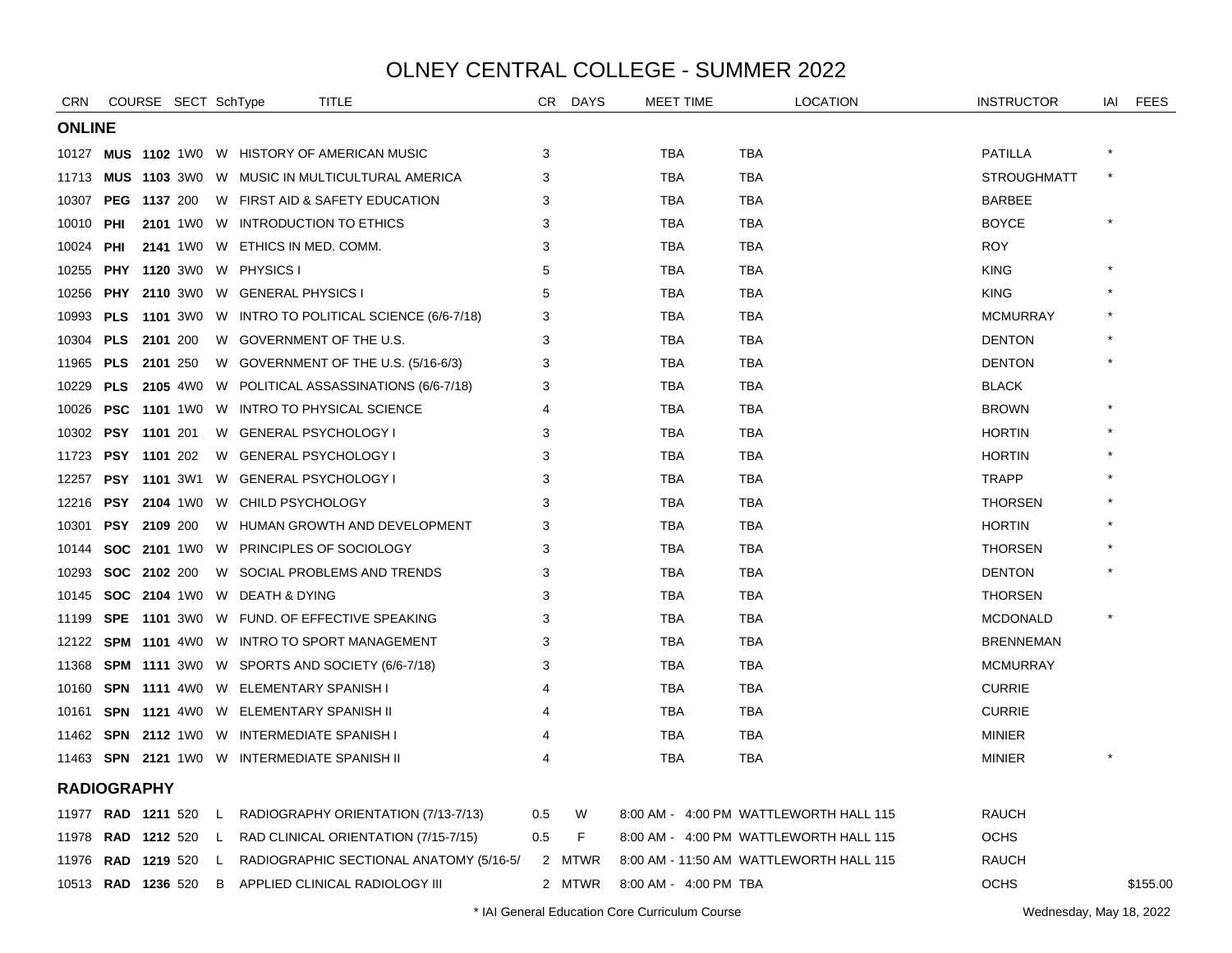# OLNEY CENTRAL COLLEGE - SUMMER 2022

| CRN | COURSE | | SECT | SchType | TITLE | CR | DAYS | MEET TIME | LOCATION | INSTRUCTOR | IAI | FEES |
|---|---|---|---|---|---|---|---|---|---|---|---|---|
| **ONLINE** | | | | | | | | | | | | |
| 10127 | **MUS** | **1102** | 1W0 | W | HISTORY OF AMERICAN MUSIC | 3 | | TBA | TBA | PATILLA | * | |
| 11713 | **MUS** | **1103** | 3W0 | W | MUSIC IN MULTICULTURAL AMERICA | 3 | | TBA | TBA | STROUGHMATT | * | |
| 10307 | **PEG** | **1137** | 200 | W | FIRST AID & SAFETY EDUCATION | 3 | | TBA | TBA | BARBEE | | |
| 10010 | **PHI** | **2101** | 1W0 | W | INTRODUCTION TO ETHICS | 3 | | TBA | TBA | BOYCE | * | |
| 10024 | **PHI** | **2141** | 1W0 | W | ETHICS IN MED. COMM. | 3 | | TBA | TBA | ROY | | |
| 10255 | **PHY** | **1120** | 3W0 | W | PHYSICS I | 5 | | TBA | TBA | KING | * | |
| 10256 | **PHY** | **2110** | 3W0 | W | GENERAL PHYSICS I | 5 | | TBA | TBA | KING | * | |
| 10993 | **PLS** | **1101** | 3W0 | W | INTRO TO POLITICAL SCIENCE (6/6-7/18) | 3 | | TBA | TBA | MCMURRAY | * | |
| 10304 | **PLS** | **2101** | 200 | W | GOVERNMENT OF THE U.S. | 3 | | TBA | TBA | DENTON | * | |
| 11965 | **PLS** | **2101** | 250 | W | GOVERNMENT OF THE U.S. (5/16-6/3) | 3 | | TBA | TBA | DENTON | * | |
| 10229 | **PLS** | **2105** | 4W0 | W | POLITICAL ASSASSINATIONS (6/6-7/18) | 3 | | TBA | TBA | BLACK | | |
| 10026 | **PSC** | **1101** | 1W0 | W | INTRO TO PHYSICAL SCIENCE | 4 | | TBA | TBA | BROWN | * | |
| 10302 | **PSY** | **1101** | 201 | W | GENERAL PSYCHOLOGY I | 3 | | TBA | TBA | HORTIN | * | |
| 11723 | **PSY** | **1101** | 202 | W | GENERAL PSYCHOLOGY I | 3 | | TBA | TBA | HORTIN | * | |
| 12257 | **PSY** | **1101** | 3W1 | W | GENERAL PSYCHOLOGY I | 3 | | TBA | TBA | TRAPP | * | |
| 12216 | **PSY** | **2104** | 1W0 | W | CHILD PSYCHOLOGY | 3 | | TBA | TBA | THORSEN | * | |
| 10301 | **PSY** | **2109** | 200 | W | HUMAN GROWTH AND DEVELOPMENT | 3 | | TBA | TBA | HORTIN | * | |
| 10144 | **SOC** | **2101** | 1W0 | W | PRINCIPLES OF SOCIOLOGY | 3 | | TBA | TBA | THORSEN | * | |
| 10293 | **SOC** | **2102** | 200 | W | SOCIAL PROBLEMS AND TRENDS | 3 | | TBA | TBA | DENTON | * | |
| 10145 | **SOC** | **2104** | 1W0 | W | DEATH & DYING | 3 | | TBA | TBA | THORSEN | | |
| 11199 | **SPE** | **1101** | 3W0 | W | FUND. OF EFFECTIVE SPEAKING | 3 | | TBA | TBA | MCDONALD | * | |
| 12122 | **SPM** | **1101** | 4W0 | W | INTRO TO SPORT MANAGEMENT | 3 | | TBA | TBA | BRENNEMAN | | |
| 11368 | **SPM** | **1111** | 3W0 | W | SPORTS AND SOCIETY (6/6-7/18) | 3 | | TBA | TBA | MCMURRAY | | |
| 10160 | **SPN** | **1111** | 4W0 | W | ELEMENTARY SPANISH I | 4 | | TBA | TBA | CURRIE | | |
| 10161 | **SPN** | **1121** | 4W0 | W | ELEMENTARY SPANISH II | 4 | | TBA | TBA | CURRIE | | |
| 11462 | **SPN** | **2112** | 1W0 | W | INTERMEDIATE SPANISH I | 4 | | TBA | TBA | MINIER | | |
| 11463 | **SPN** | **2121** | 1W0 | W | INTERMEDIATE SPANISH II | 4 | | TBA | TBA | MINIER | * | |
| **RADIOGRAPHY** | | | | | | | | | | | | |
| 11977 | **RAD** | **1211** | 520 | L | RADIOGRAPHY ORIENTATION (7/13-7/13) | 0.5 | W | 8:00 AM - 4:00 PM | WATTLEWORTH HALL 115 | RAUCH | | |
| 11978 | **RAD** | **1212** | 520 | L | RAD CLINICAL ORIENTATION (7/15-7/15) | 0.5 | F | 8:00 AM - 4:00 PM | WATTLEWORTH HALL 115 | OCHS | | |
| 11976 | **RAD** | **1219** | 520 | L | RADIOGRAPHIC SECTIONAL ANATOMY (5/16-5/ | 2 | MTWR | 8:00 AM - 11:50 AM | WATTLEWORTH HALL 115 | RAUCH | | |
| 10513 | **RAD** | **1236** | 520 | B | APPLIED CLINICAL RADIOLOGY III | 2 | MTWR | 8:00 AM - 4:00 PM | TBA | OCHS | | $155.00 |

\* IAI General Education Core Curriculum Course

Wednesday, May 18, 2022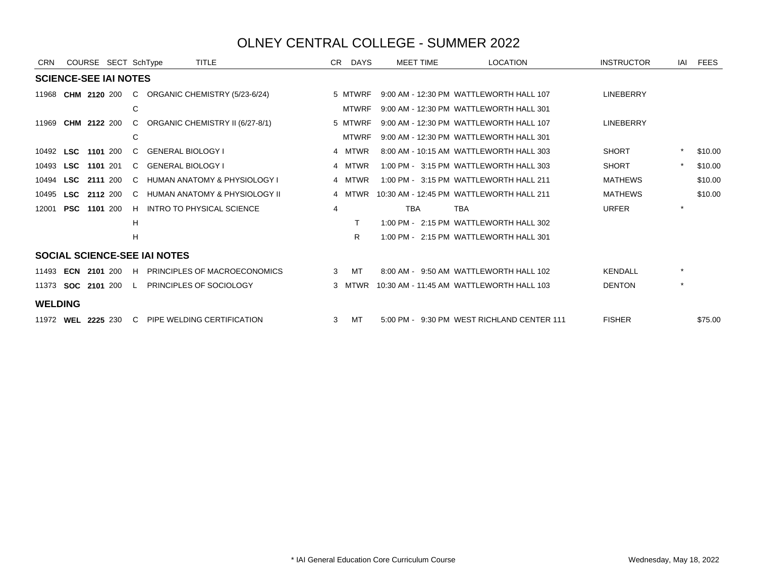# OLNEY CENTRAL COLLEGE - SUMMER 2022

| CRN | COURSE | | SECT | SchType | TITLE | CR | DAYS | MEET TIME | LOCATION | INSTRUCTOR | IAI | FEES |
|---|---|---|---|---|---|---|---|---|---|---|---|---|
| **SCIENCE-SEE IAI NOTES** | | | | | | | | | | | | |
| 11968 | **CHM** | **2120** | 200 | C | ORGANIC CHEMISTRY (5/23-6/24) | 5 | MTWRF | 9:00 AM - 12:30 PM | WATTLEWORTH HALL 107 | LINEBERRY | | |
| | | | | C | | | MTWRF | 9:00 AM - 12:30 PM | WATTLEWORTH HALL 301 | | | |
| 11969 | **CHM** | **2122** | 200 | C | ORGANIC CHEMISTRY II (6/27-8/1) | 5 | MTWRF | 9:00 AM - 12:30 PM | WATTLEWORTH HALL 107 | LINEBERRY | | |
| | | | | C | | | MTWRF | 9:00 AM - 12:30 PM | WATTLEWORTH HALL 301 | | | |
| 10492 | **LSC** | **1101** | 200 | C | GENERAL BIOLOGY I | 4 | MTWR | 8:00 AM - 10:15 AM | WATTLEWORTH HALL 303 | SHORT | * | $10.00 |
| 10493 | **LSC** | **1101** | 201 | C | GENERAL BIOLOGY I | 4 | MTWR | 1:00 PM - 3:15 PM | WATTLEWORTH HALL 303 | SHORT | * | $10.00 |
| 10494 | **LSC** | **2111** | 200 | C | HUMAN ANATOMY & PHYSIOLOGY I | 4 | MTWR | 1:00 PM - 3:15 PM | WATTLEWORTH HALL 211 | MATHEWS | | $10.00 |
| 10495 | **LSC** | **2112** | 200 | C | HUMAN ANATOMY & PHYSIOLOGY II | 4 | MTWR | 10:30 AM - 12:45 PM | WATTLEWORTH HALL 211 | MATHEWS | | $10.00 |
| 12001 | **PSC** | **1101** | 200 | H | INTRO TO PHYSICAL SCIENCE | 4 | | TBA | TBA | URFER | * | |
| | | | | H | | | T | 1:00 PM - 2:15 PM | WATTLEWORTH HALL 302 | | | |
| | | | | H | | | R | 1:00 PM - 2:15 PM | WATTLEWORTH HALL 301 | | | |
| **SOCIAL SCIENCE-SEE IAI NOTES** | | | | | | | | | | | | |
| 11493 | **ECN** | **2101** | 200 | H | PRINCIPLES OF MACROECONOMICS | 3 | MT | 8:00 AM - 9:50 AM | WATTLEWORTH HALL 102 | KENDALL | * | |
| 11373 | **SOC** | **2101** | 200 | L | PRINCIPLES OF SOCIOLOGY | 3 | MTWR | 10:30 AM - 11:45 AM | WATTLEWORTH HALL 103 | DENTON | * | |
| **WELDING** | | | | | | | | | | | | |
| 11972 | **WEL** | **2225** | 230 | C | PIPE WELDING CERTIFICATION | 3 | MT | 5:00 PM - 9:30 PM | WEST RICHLAND CENTER 111 | FISHER | | $75.00 |

* IAI General Education Core Curriculum Course

Wednesday, May 18, 2022